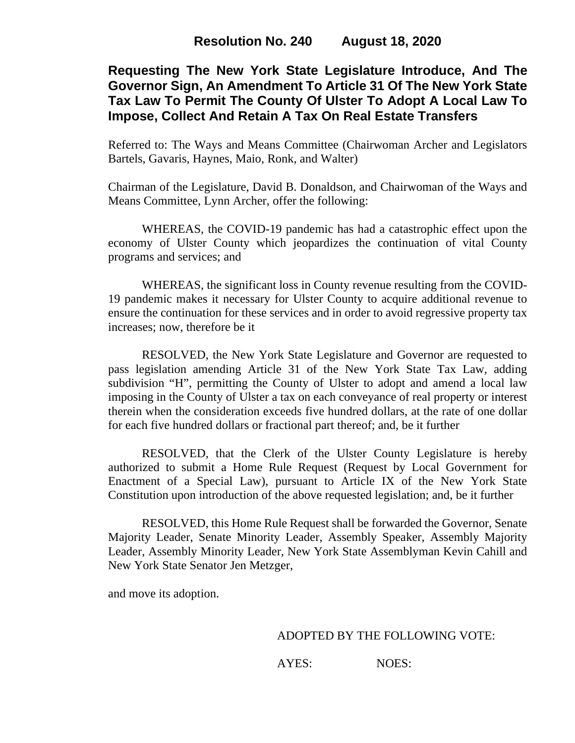**Resolution No. 240 August 18, 2020**

# Requesting The New York State Legislature Introduce, And The Governor Sign, An Amendment To Article 31 Of The New York State Tax Law To Permit The County Of Ulster To Adopt A Local Law To Impose, Collect And Retain A Tax On Real Estate Transfers

Referred to: The Ways and Means Committee (Chairwoman Archer and Legislators Bartels, Gavaris, Haynes, Maio, Ronk, and Walter)

Chairman of the Legislature, David B. Donaldson, and Chairwoman of the Ways and Means Committee, Lynn Archer, offer the following:

WHEREAS, the COVID-19 pandemic has had a catastrophic effect upon the economy of Ulster County which jeopardizes the continuation of vital County programs and services; and

WHEREAS, the significant loss in County revenue resulting from the COVID-19 pandemic makes it necessary for Ulster County to acquire additional revenue to ensure the continuation for these services and in order to avoid regressive property tax increases; now, therefore be it

RESOLVED, the New York State Legislature and Governor are requested to pass legislation amending Article 31 of the New York State Tax Law, adding subdivision "H", permitting the County of Ulster to adopt and amend a local law imposing in the County of Ulster a tax on each conveyance of real property or interest therein when the consideration exceeds five hundred dollars, at the rate of one dollar for each five hundred dollars or fractional part thereof; and, be it further

RESOLVED, that the Clerk of the Ulster County Legislature is hereby authorized to submit a Home Rule Request (Request by Local Government for Enactment of a Special Law), pursuant to Article IX of the New York State Constitution upon introduction of the above requested legislation; and, be it further

RESOLVED, this Home Rule Request shall be forwarded the Governor, Senate Majority Leader, Senate Minority Leader, Assembly Speaker, Assembly Majority Leader, Assembly Minority Leader, New York State Assemblyman Kevin Cahill and New York State Senator Jen Metzger,

and move its adoption.

ADOPTED BY THE FOLLOWING VOTE:

AYES: NOES: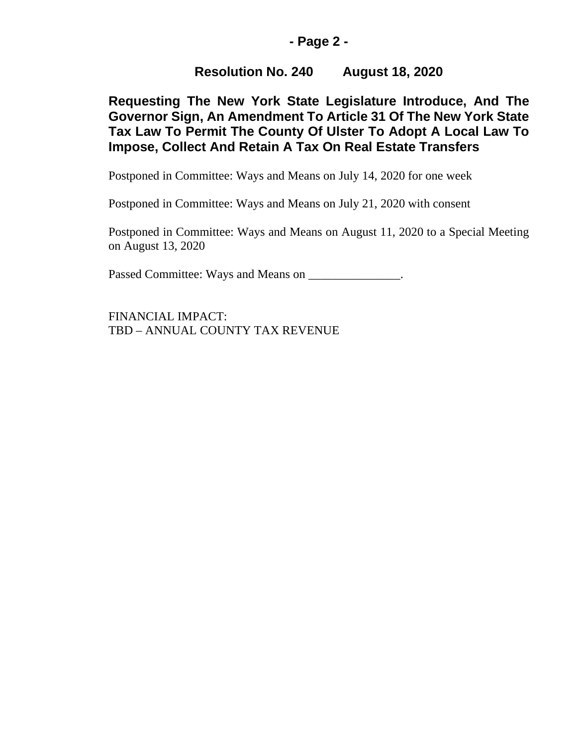**Resolution No. 240 August 18, 2020**

**Requesting The New York State Legislature Introduce, And The Governor Sign, An Amendment To Article 31 Of The New York State Tax Law To Permit The County Of Ulster To Adopt A Local Law To Impose, Collect And Retain A Tax On Real Estate Transfers**

Postponed in Committee: Ways and Means on July 14, 2020 for one week

Postponed in Committee: Ways and Means on July 21, 2020 with consent

Postponed in Committee: Ways and Means on August 11, 2020 to a Special Meeting on August 13, 2020

Passed Committee: Ways and Means on _______________.

FINANCIAL IMPACT:
TBD – ANNUAL COUNTY TAX REVENUE